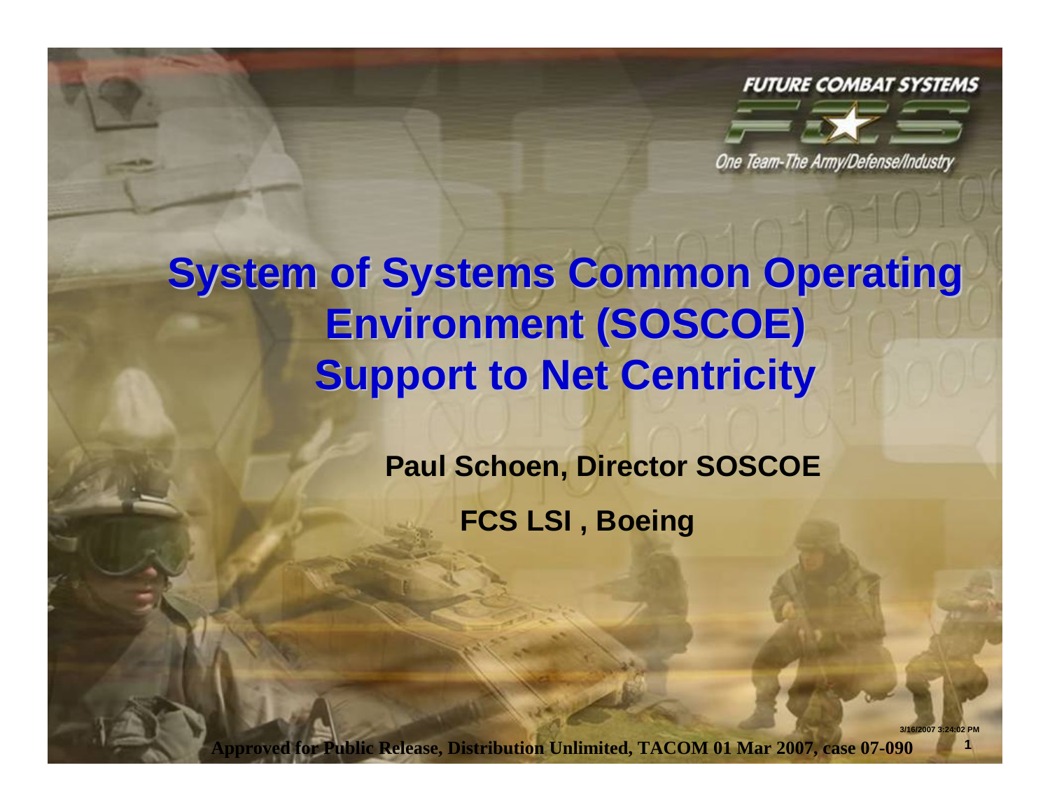FUTURE COMBAT SYSTEMS

One Team-The Army/Defense/Industry

# System of Systems Common Operating Environment (SOSCOE) Support to Net Centricity

**Paul Schoen, Director SOSCOE**

**FCS LSI , Boeing**

**Approved for Public Release, Distribution Unlimited, TACOM 01 Mar 2007, case 07-090**

3/16/2007 3:24:02 PM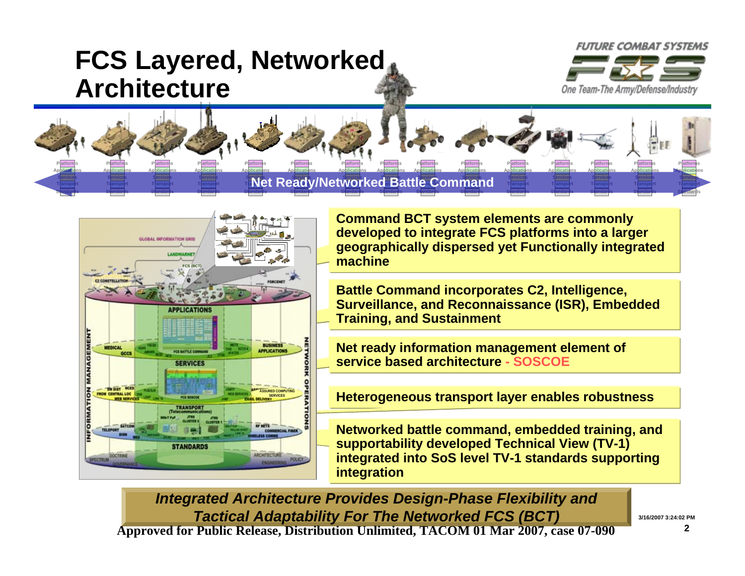# FCS Layered, Networked Architecture

FUTURE COMBAT SYSTEMS

One Team-The Army/Defense/Industry

**Net Ready/Networked Battle Command**

- **Command BCT system elements are commonly developed to integrate FCS platforms into a larger geographically dispersed yet Functionally integrated machine**
- **Battle Command incorporates C2, Intelligence, Surveillance, and Reconnaissance (ISR), Embedded Training, and Sustainment**
- **Net ready information management element of service based architecture - SOSCOE**
- **Heterogeneous transport layer enables robustness**
- **Networked battle command, embedded training, and supportability developed Technical View (TV-1) integrated into SoS level TV-1 standards supporting integration**

***Integrated Architecture Provides Design-Phase Flexibility and Tactical Adaptability For The Networked FCS (BCT)***

**Approved for Public Release, Distribution Unlimited, TACOM 01 Mar 2007, case 07-090**

3/16/2007 3:24:02 PM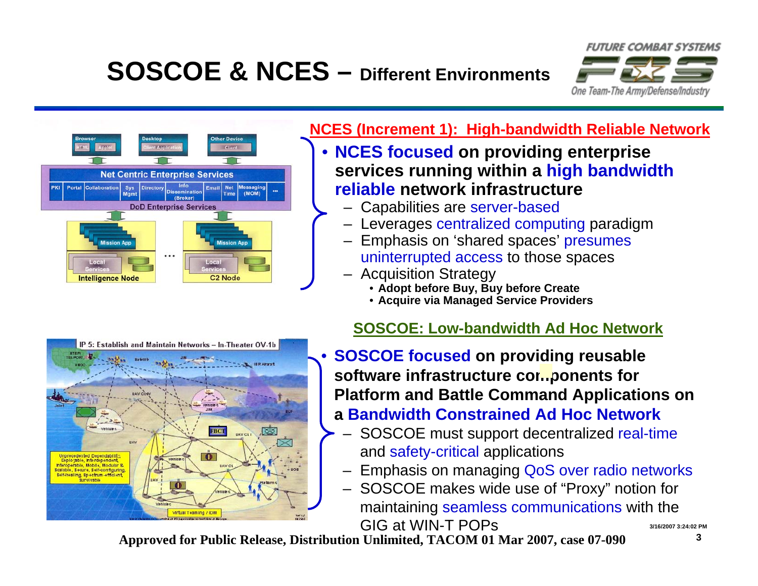# SOSCOE & NCES – Different Environments

## NCES (Increment 1): High-bandwidth Reliable Network

- **NCES focused on providing enterprise services running within a high bandwidth reliable network infrastructure**
  - Capabilities are server-based
  - Leverages centralized computing paradigm
  - Emphasis on 'shared spaces' presumes uninterrupted access to those spaces
  - Acquisition Strategy
    - **Adopt before Buy, Buy before Create**
    - **Acquire via Managed Service Providers**

## SOSCOE: Low-bandwidth Ad Hoc Network

- **SOSCOE focused on providing reusable software infrastructure components for Platform and Battle Command Applications on a Bandwidth Constrained Ad Hoc Network**
  - SOSCOE must support decentralized real-time and safety-critical applications
  - Emphasis on managing QoS over radio networks
  - SOSCOE makes wide use of "Proxy" notion for maintaining seamless communications with the GIG at WIN-T POPs

Approved for Public Release, Distribution Unlimited, TACOM 01 Mar 2007, case 07-090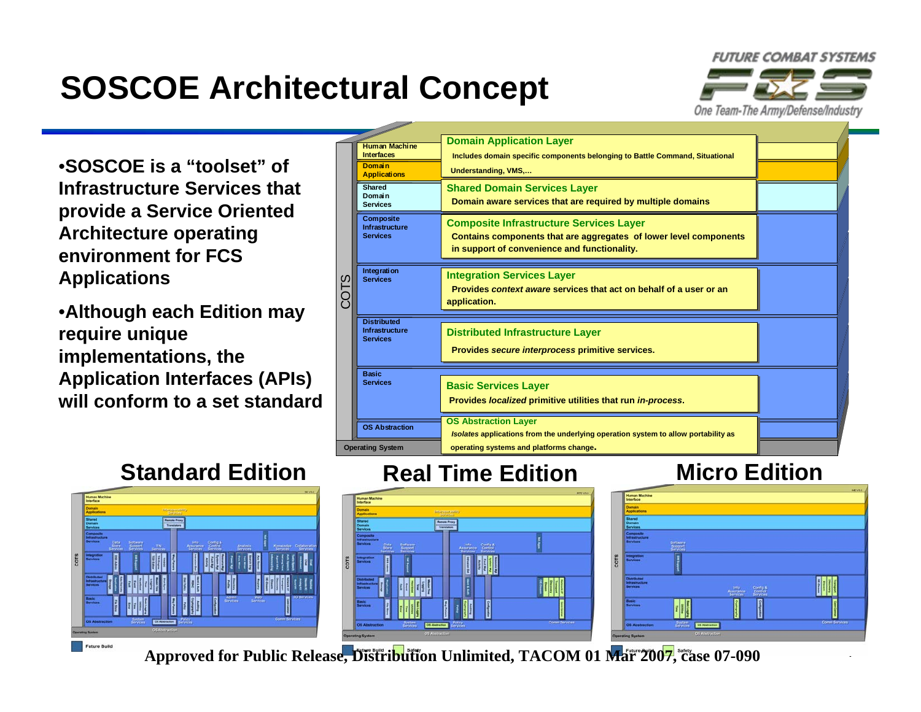# SOSCOE Architectural Concept

FUTURE COMBAT SYSTEMS
FCS
One Team-The Army/Defense/Industry

- **SOSCOE is a "toolset" of Infrastructure Services that provide a Service Oriented Architecture operating environment for FCS Applications**
- **Although each Edition may require unique implementations, the Application Interfaces (APIs) will conform to a set standard**

| COTS | Layer | Description |
|---|---|---|
| | Human Machine Interfaces / Domain Applications | **Domain Application Layer** — Includes domain specific components belonging to Battle Command, Situational Understanding, VMS,… |
| | Shared Domain Services | **Shared Domain Services Layer** — Domain aware services that are required by multiple domains |
| | Composite Infrastructure Services | **Composite Infrastructure Services Layer** — Contains components that are aggregates of lower level components in support of convenience and functionality. |
| | Integration Services | **Integration Services Layer** — Provides *context aware* services that act on behalf of a user or an application. |
| | Distributed Infrastructure Services | **Distributed Infrastructure Layer** — Provides *secure interprocess* primitive services. |
| | Basic Services | **Basic Services Layer** — Provides *localized* primitive utilities that run *in-process*. |
| | OS Abstraction | **OS Abstraction Layer** — *Isolates* applications from the underlying operation system to allow portability as operating systems and platforms change. |
| | Operating System | |

## Standard Edition

## Real Time Edition

## Micro Edition

Approved for Public Release, Distribution Unlimited, TACOM 01 Mar 2007, case 07-090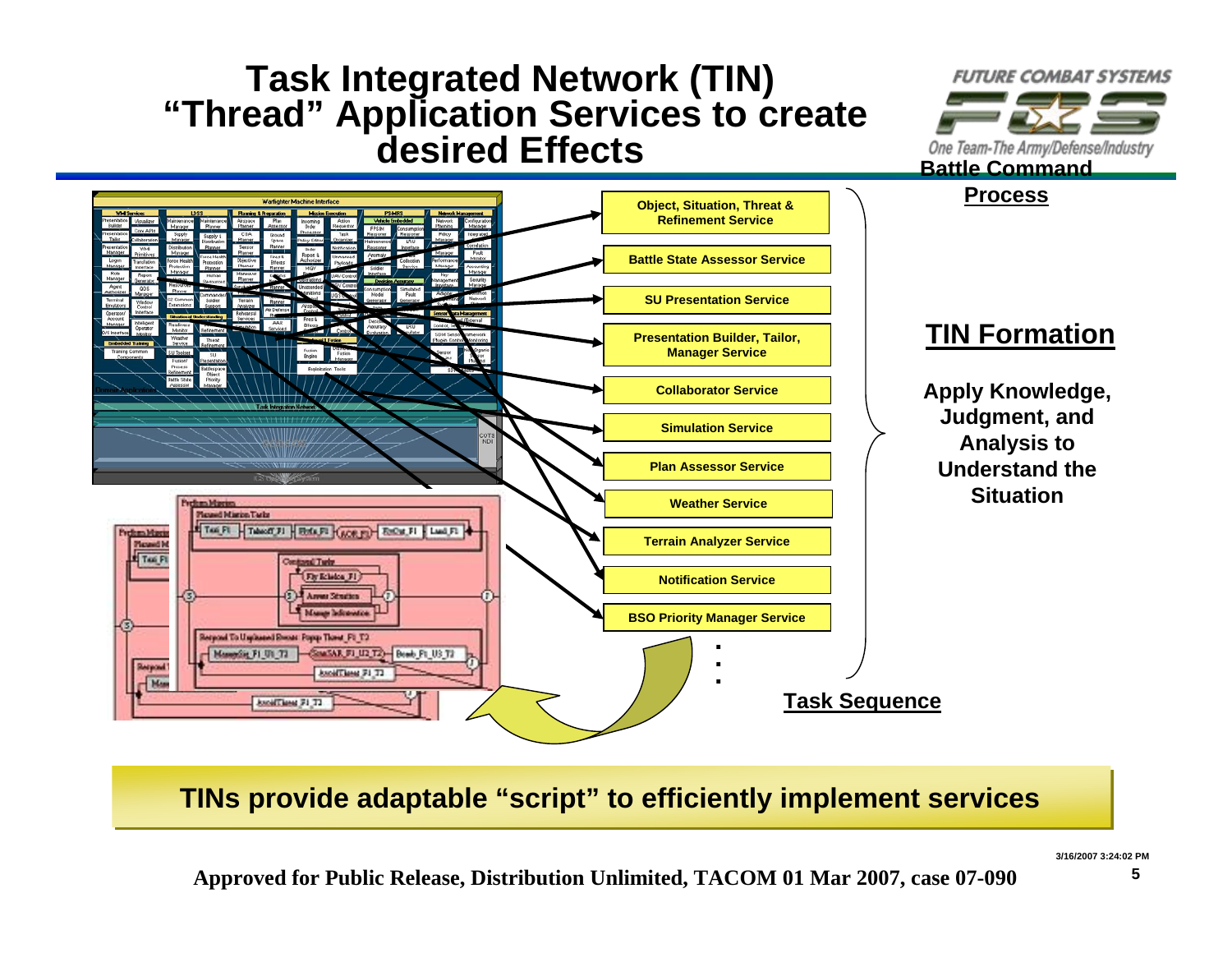# Task Integrated Network (TIN) "Thread" Application Services to create desired Effects

**Battle Command Process**

- Object, Situation, Threat & Refinement Service
- Battle State Assessor Service
- SU Presentation Service
- Presentation Builder, Tailor, Manager Service
- Collaborator Service
- Simulation Service
- Plan Assessor Service
- Weather Service
- Terrain Analyzer Service
- Notification Service
- BSO Priority Manager Service
- .
- .
- .

## TIN Formation

**Apply Knowledge, Judgment, and Analysis to Understand the Situation**

**Task Sequence**

**TINs provide adaptable "script" to efficiently implement services**

**Approved for Public Release, Distribution Unlimited, TACOM 01 Mar 2007, case 07-090**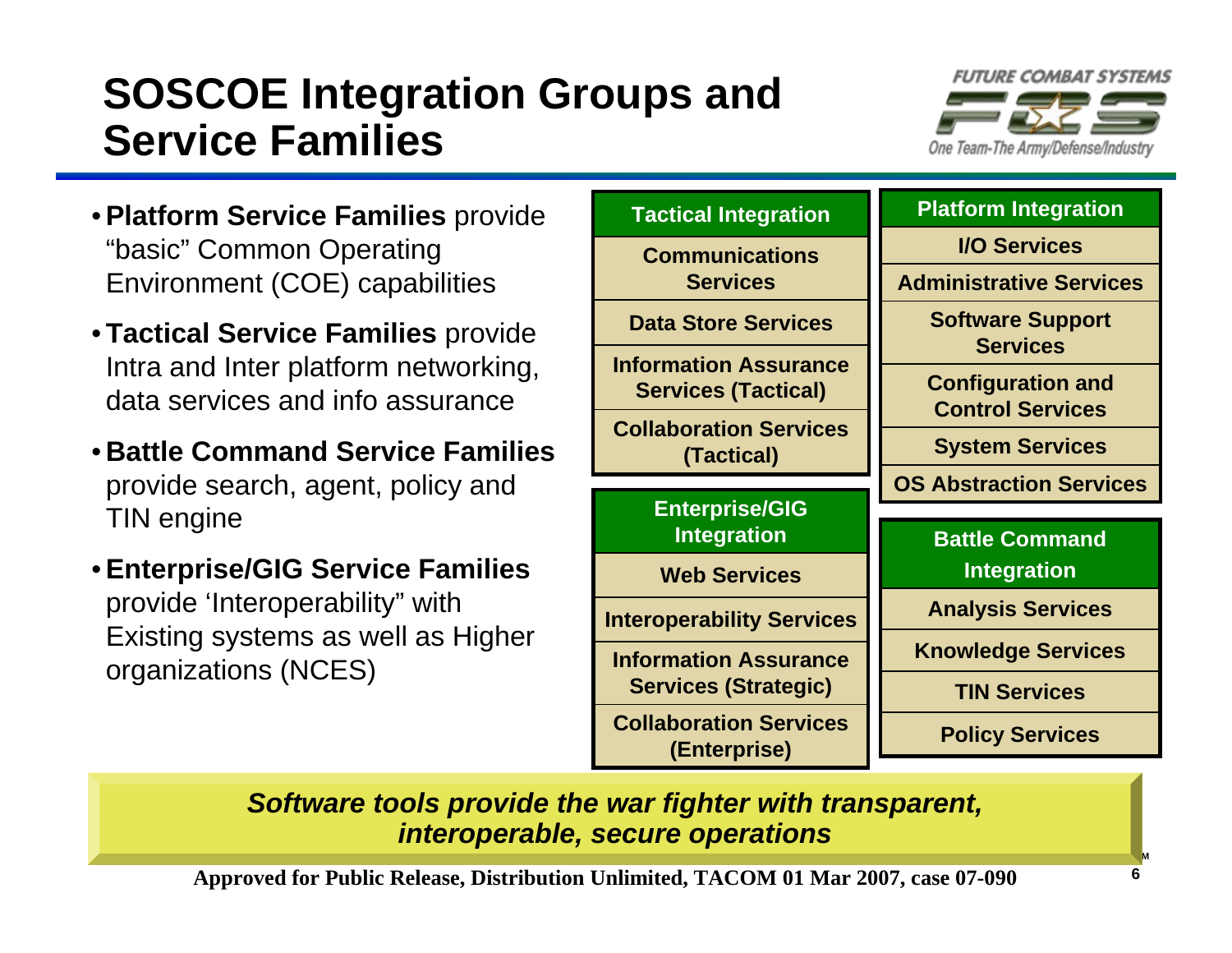# SOSCOE Integration Groups and Service Families

- **Platform Service Families** provide "basic" Common Operating Environment (COE) capabilities
- **Tactical Service Families** provide Intra and Inter platform networking, data services and info assurance
- **Battle Command Service Families** provide search, agent, policy and TIN engine
- **Enterprise/GIG Service Families** provide 'Interoperability" with Existing systems as well as Higher organizations (NCES)

| Tactical Integration |
|---|
| Communications Services |
| Data Store Services |
| Information Assurance Services (Tactical) |
| Collaboration Services (Tactical) |

| Enterprise/GIG Integration |
|---|
| Web Services |
| Interoperability Services |
| Information Assurance Services (Strategic) |
| Collaboration Services (Enterprise) |

| Platform Integration |
|---|
| I/O Services |
| Administrative Services |
| Software Support Services |
| Configuration and Control Services |
| System Services |
| OS Abstraction Services |

| Battle Command Integration |
|---|
| Analysis Services |
| Knowledge Services |
| TIN Services |
| Policy Services |

***Software tools provide the war fighter with transparent, interoperable, secure operations***

**Approved for Public Release, Distribution Unlimited, TACOM 01 Mar 2007, case 07-090**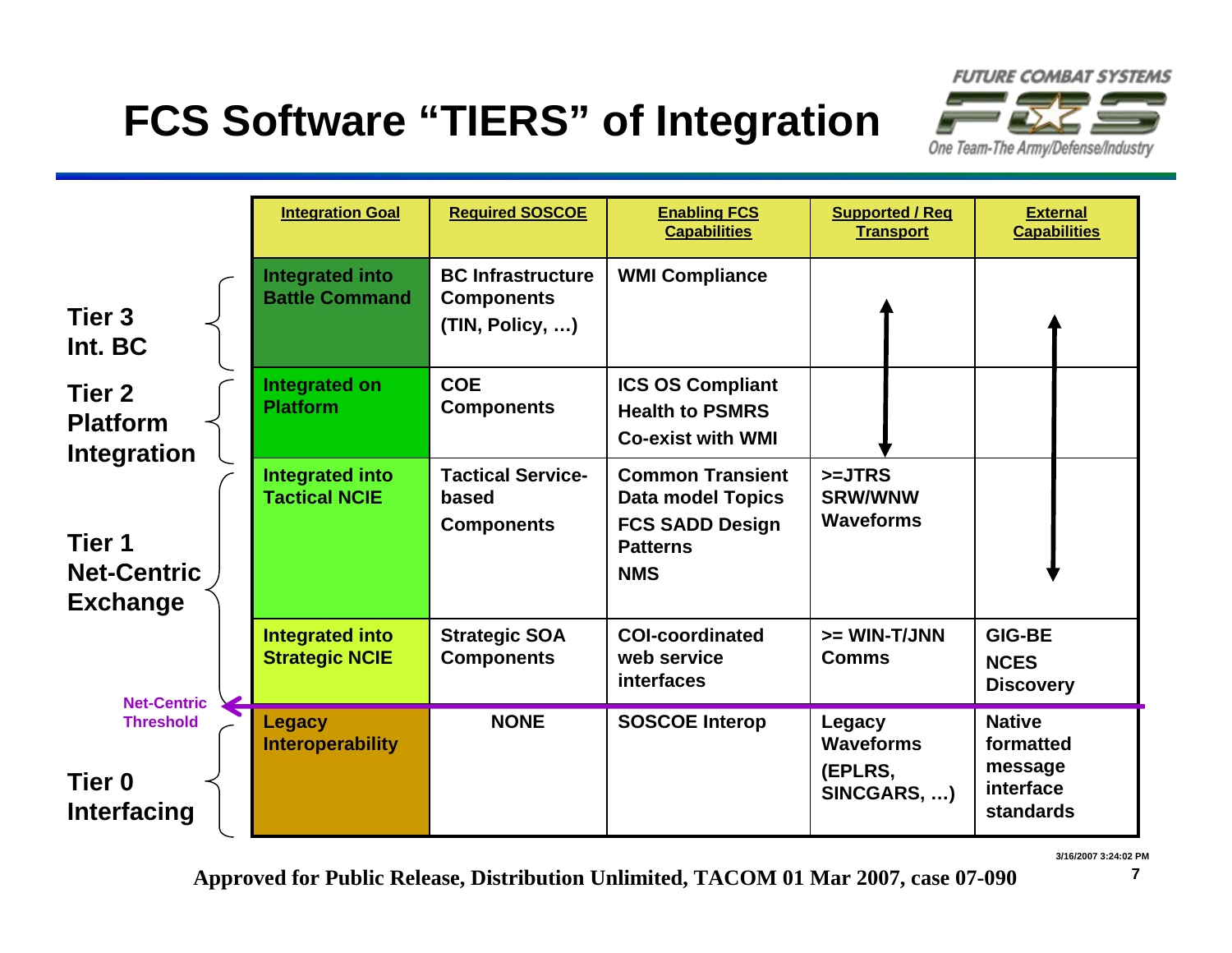# FCS Software "TIERS" of Integration

| Tier | Integration Goal | Required SOSCOE | Enabling FCS Capabilities | Supported / Req Transport | External Capabilities |
|---|---|---|---|---|---|
| Tier 3 Int. BC | Integrated into Battle Command | BC Infrastructure Components (TIN, Policy, …) | WMI Compliance | ↑ | ↑ |
| Tier 2 Platform Integration | Integrated on Platform | COE Components | ICS OS Compliant<br>Health to PSMRS<br>Co-exist with WMI | ↓ | |
| Tier 1 Net-Centric Exchange | Integrated into Tactical NCIE | Tactical Service-based Components | Common Transient Data model Topics<br>FCS SADD Design Patterns<br>NMS | >=JTRS SRW/WNW Waveforms | ↓ |
| | Integrated into Strategic NCIE | Strategic SOA Components | COI-coordinated web service interfaces | >= WIN-T/JNN Comms | GIG-BE<br>NCES<br>Discovery |
| **Net-Centric Threshold** | | | | | |
| Tier 0 Interfacing | Legacy Interoperability | NONE | SOSCOE Interop | Legacy Waveforms (EPLRS, SINCGARS, …) | Native formatted message interface standards |

Approved for Public Release, Distribution Unlimited, TACOM 01 Mar 2007, case 07-090

3/16/2007 3:24:02 PM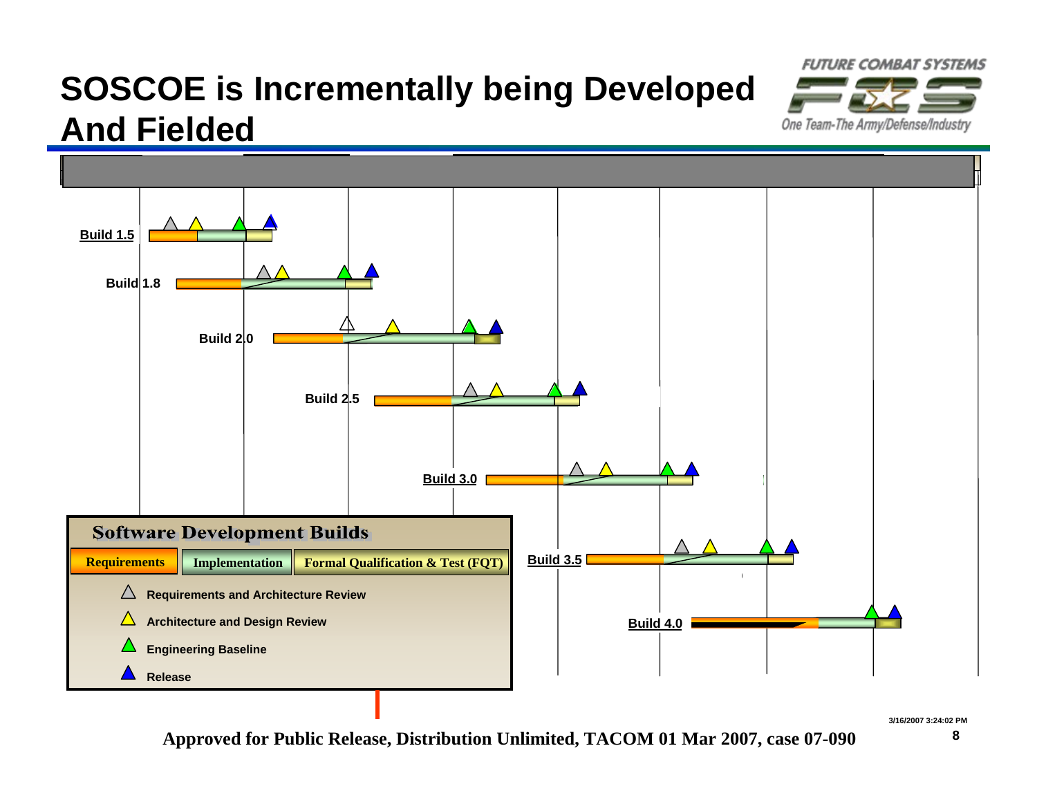# SOSCOE is Incrementally being Developed And Fielded

FUTURE COMBAT SYSTEMS

One Team-The Army/Defense/Industry

**Build 1.5**

**Build 1.8**

**Build 2.0**

**Build 2.5**

**Build 3.0**

**Build 3.5**

**Build 4.0**

**Software Development Builds**

| Requirements | Implementation | Formal Qualification & Test (FQT) |
|---|---|---|

- △ Requirements and Architecture Review
- △ Architecture and Design Review
- ▲ Engineering Baseline
- ▲ Release

**Approved for Public Release, Distribution Unlimited, TACOM 01 Mar 2007, case 07-090**

3/16/2007 3:24:02 PM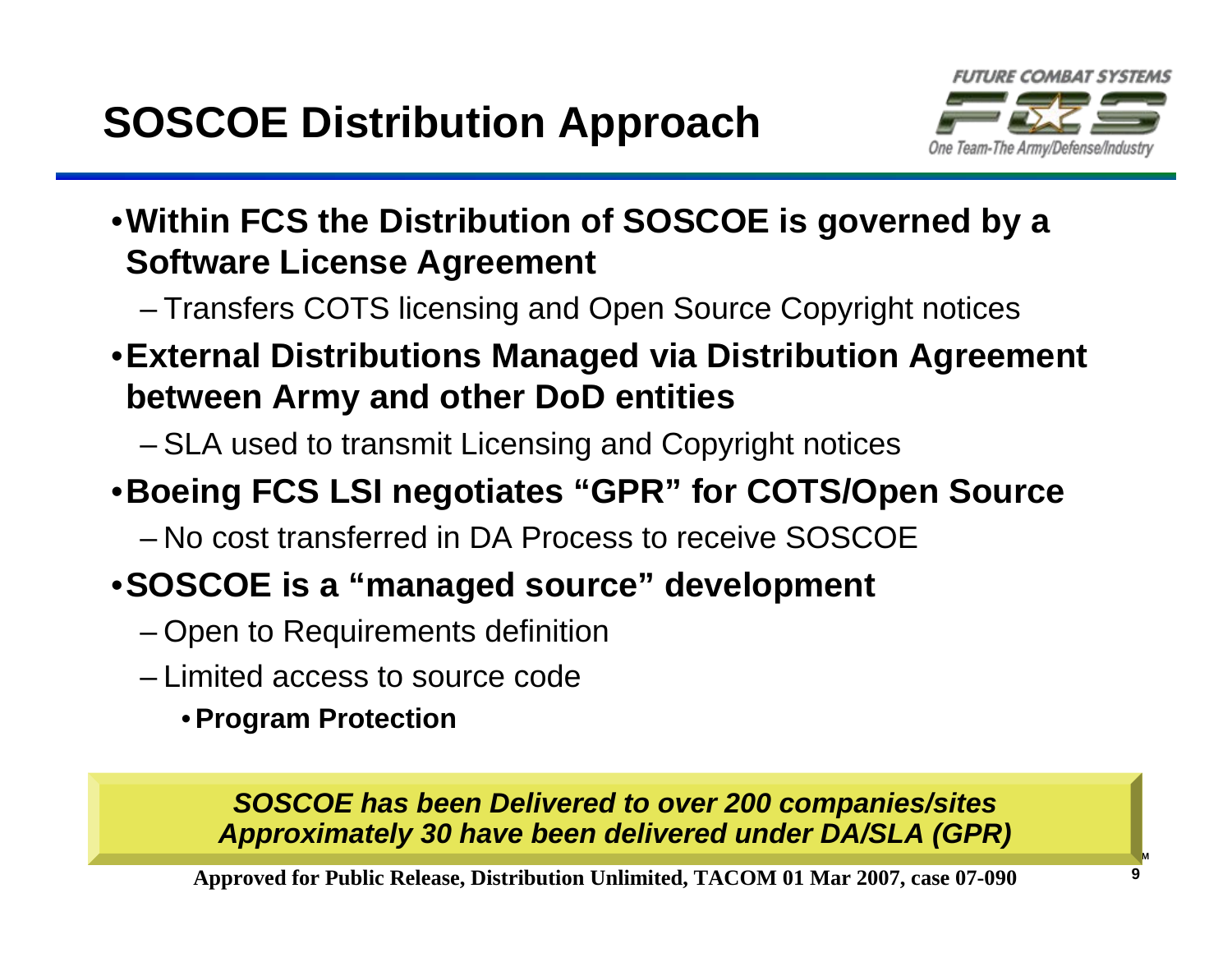# SOSCOE Distribution Approach

- **Within FCS the Distribution of SOSCOE is governed by a Software License Agreement**
  - Transfers COTS licensing and Open Source Copyright notices
- **External Distributions Managed via Distribution Agreement between Army and other DoD entities**
  - SLA used to transmit Licensing and Copyright notices
- **Boeing FCS LSI negotiates "GPR" for COTS/Open Source**
  - No cost transferred in DA Process to receive SOSCOE
- **SOSCOE is a "managed source" development**
  - Open to Requirements definition
  - Limited access to source code
    - **Program Protection**

***SOSCOE has been Delivered to over 200 companies/sites***
***Approximately 30 have been delivered under DA/SLA (GPR)***

**Approved for Public Release, Distribution Unlimited, TACOM 01 Mar 2007, case 07-090**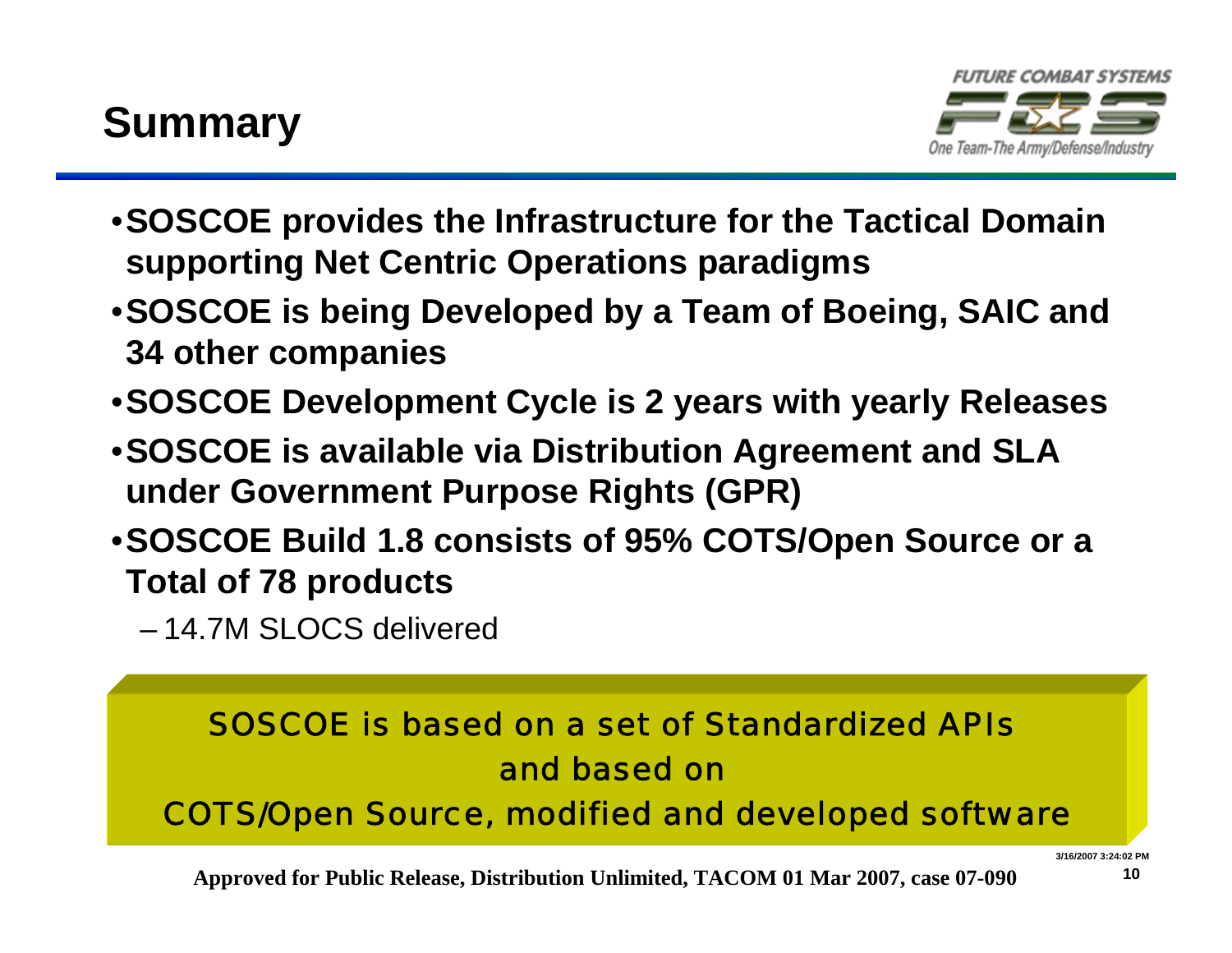# Summary

FUTURE COMBAT SYSTEMS
One Team-The Army/Defense/Industry

- **SOSCOE provides the Infrastructure for the Tactical Domain supporting Net Centric Operations paradigms**
- **SOSCOE is being Developed by a Team of Boeing, SAIC and 34 other companies**
- **SOSCOE Development Cycle is 2 years with yearly Releases**
- **SOSCOE is available via Distribution Agreement and SLA under Government Purpose Rights (GPR)**
- **SOSCOE Build 1.8 consists of 95% COTS/Open Source or a Total of 78 products**
  - 14.7M SLOCS delivered

SOSCOE is based on a set of Standardized APIs
and based on
COTS/Open Source, modified and developed software

**Approved for Public Release, Distribution Unlimited, TACOM 01 Mar 2007, case 07-090**

3/16/2007 3:24:02 PM